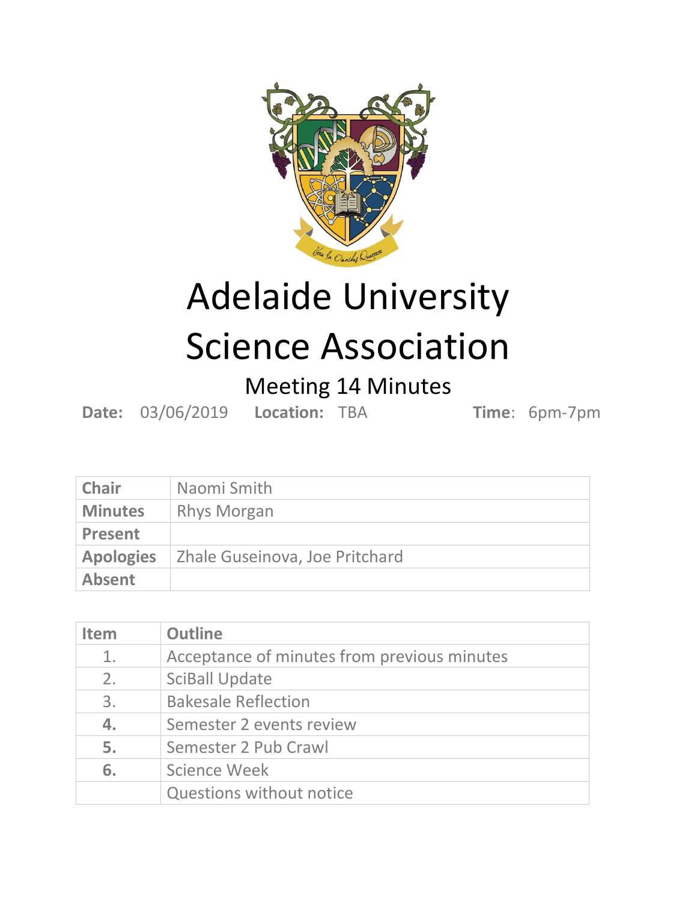# Adelaide University Science Association

## Meeting 14 Minutes

**Date:** 03/06/2019 **Location:** TBA **Time**: 6pm-7pm

| | |
|---|---|
| **Chair** | Naomi Smith |
| **Minutes** | Rhys Morgan |
| **Present** | |
| **Apologies** | Zhale Guseinova, Joe Pritchard |
| **Absent** | |

| Item | Outline |
|---|---|
| 1. | Acceptance of minutes from previous minutes |
| 2. | SciBall Update |
| 3. | Bakesale Reflection |
| **4.** | Semester 2 events review |
| **5.** | Semester 2 Pub Crawl |
| **6.** | Science Week |
| | Questions without notice |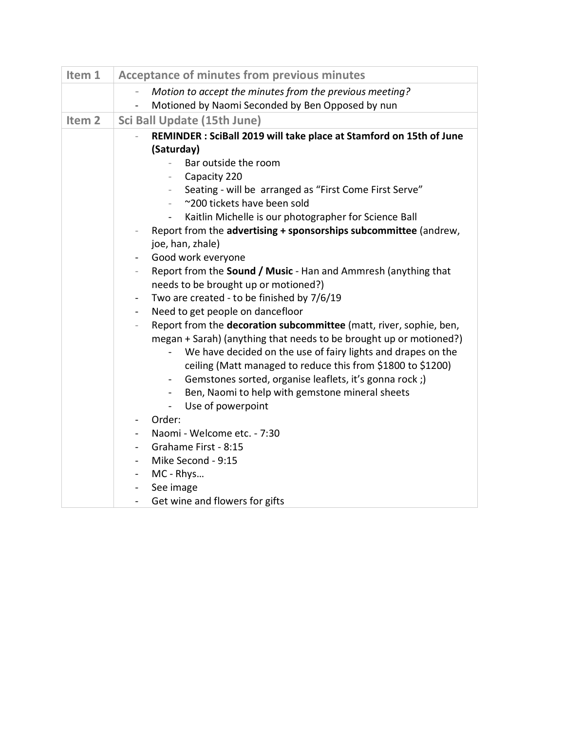| Item 1 | Acceptance of minutes from previous minutes |
| --- | --- |
| | - *Motion to accept the minutes from the previous meeting?*<br>- Motioned by Naomi Seconded by Ben Opposed by nun |
| Item 2 | Sci Ball Update (15th June) |
| | - **REMINDER : SciBall 2019 will take place at Stamford on 15th of June (Saturday)**<br>&nbsp;&nbsp;&nbsp;&nbsp;- Bar outside the room<br>&nbsp;&nbsp;&nbsp;&nbsp;- Capacity 220<br>&nbsp;&nbsp;&nbsp;&nbsp;- Seating - will be arranged as "First Come First Serve"<br>&nbsp;&nbsp;&nbsp;&nbsp;- ~200 tickets have been sold<br>&nbsp;&nbsp;&nbsp;&nbsp;- Kaitlin Michelle is our photographer for Science Ball<br>- Report from the **advertising + sponsorships subcommittee** (andrew, joe, han, zhale)<br>- Good work everyone<br>- Report from the **Sound / Music** - Han and Ammresh (anything that needs to be brought up or motioned?)<br>- Two are created - to be finished by 7/6/19<br>- Need to get people on dancefloor<br>- Report from the **decoration subcommittee** (matt, river, sophie, ben, megan + Sarah) (anything that needs to be brought up or motioned?)<br>&nbsp;&nbsp;&nbsp;&nbsp;- We have decided on the use of fairy lights and drapes on the ceiling (Matt managed to reduce this from $1800 to $1200)<br>&nbsp;&nbsp;&nbsp;&nbsp;- Gemstones sorted, organise leaflets, it's gonna rock ;)<br>&nbsp;&nbsp;&nbsp;&nbsp;- Ben, Naomi to help with gemstone mineral sheets<br>&nbsp;&nbsp;&nbsp;&nbsp;- Use of powerpoint<br>- Order:<br>- Naomi - Welcome etc. - 7:30<br>- Grahame First - 8:15<br>- Mike Second - 9:15<br>- MC - Rhys…<br>- See image<br>- Get wine and flowers for gifts |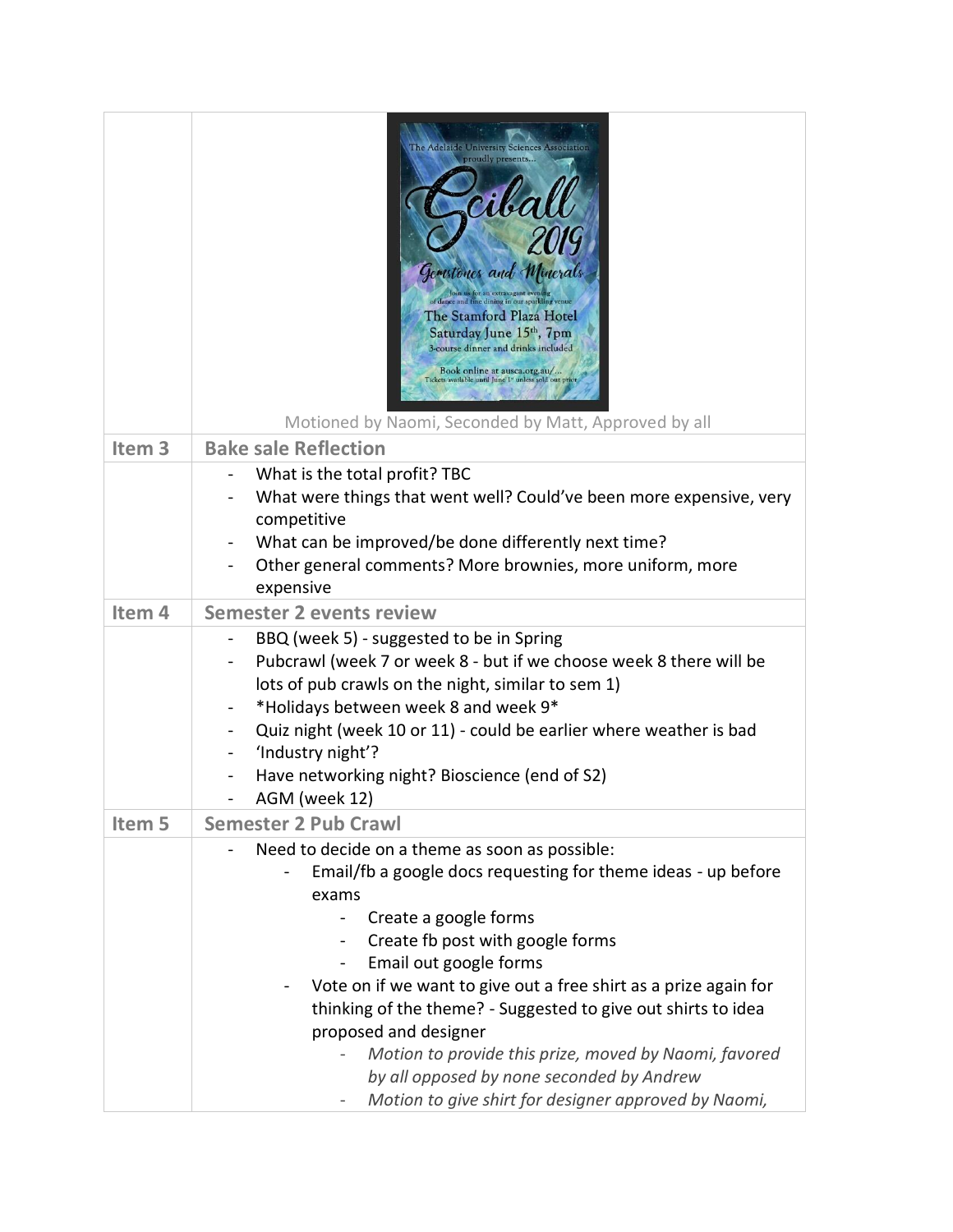| | |
|---|---|
| | The Adelaide University Sciences Association proudly presents... Sciball 2019 Gemstones and Minerals. Join us for an extravagant evening of dance and fine dining in our sparkling venue. The Stamford Plaza Hotel. Saturday June 15th, 7pm. 3-course dinner and drinks included. Book online at ausca.org.au/... Tickets available until June 1st unless sold out prior. <br> Motioned by Naomi, Seconded by Matt, Approved by all |
| **Item 3** | **Bake sale Reflection** |
| | - What is the total profit? TBC <br> - What were things that went well? Could've been more expensive, very competitive <br> - What can be improved/be done differently next time? <br> - Other general comments? More brownies, more uniform, more expensive |
| **Item 4** | **Semester 2 events review** |
| | - BBQ (week 5) - suggested to be in Spring <br> - Pubcrawl (week 7 or week 8 - but if we choose week 8 there will be lots of pub crawls on the night, similar to sem 1) <br> - *Holidays between week 8 and week 9* <br> - Quiz night (week 10 or 11) - could be earlier where weather is bad <br> - 'Industry night'? <br> - Have networking night? Bioscience (end of S2) <br> - AGM (week 12) |
| **Item 5** | **Semester 2 Pub Crawl** |
| | - Need to decide on a theme as soon as possible: <br> &nbsp;&nbsp;&nbsp;&nbsp;- Email/fb a google docs requesting for theme ideas - up before exams <br> &nbsp;&nbsp;&nbsp;&nbsp;&nbsp;&nbsp;&nbsp;&nbsp;- Create a google forms <br> &nbsp;&nbsp;&nbsp;&nbsp;&nbsp;&nbsp;&nbsp;&nbsp;- Create fb post with google forms <br> &nbsp;&nbsp;&nbsp;&nbsp;&nbsp;&nbsp;&nbsp;&nbsp;- Email out google forms <br> &nbsp;&nbsp;&nbsp;&nbsp;- Vote on if we want to give out a free shirt as a prize again for thinking of the theme? - Suggested to give out shirts to idea proposed and designer <br> &nbsp;&nbsp;&nbsp;&nbsp;&nbsp;&nbsp;&nbsp;&nbsp;- *Motion to provide this prize, moved by Naomi, favored by all opposed by none seconded by Andrew* <br> &nbsp;&nbsp;&nbsp;&nbsp;&nbsp;&nbsp;&nbsp;&nbsp;- *Motion to give shirt for designer approved by Naomi,* |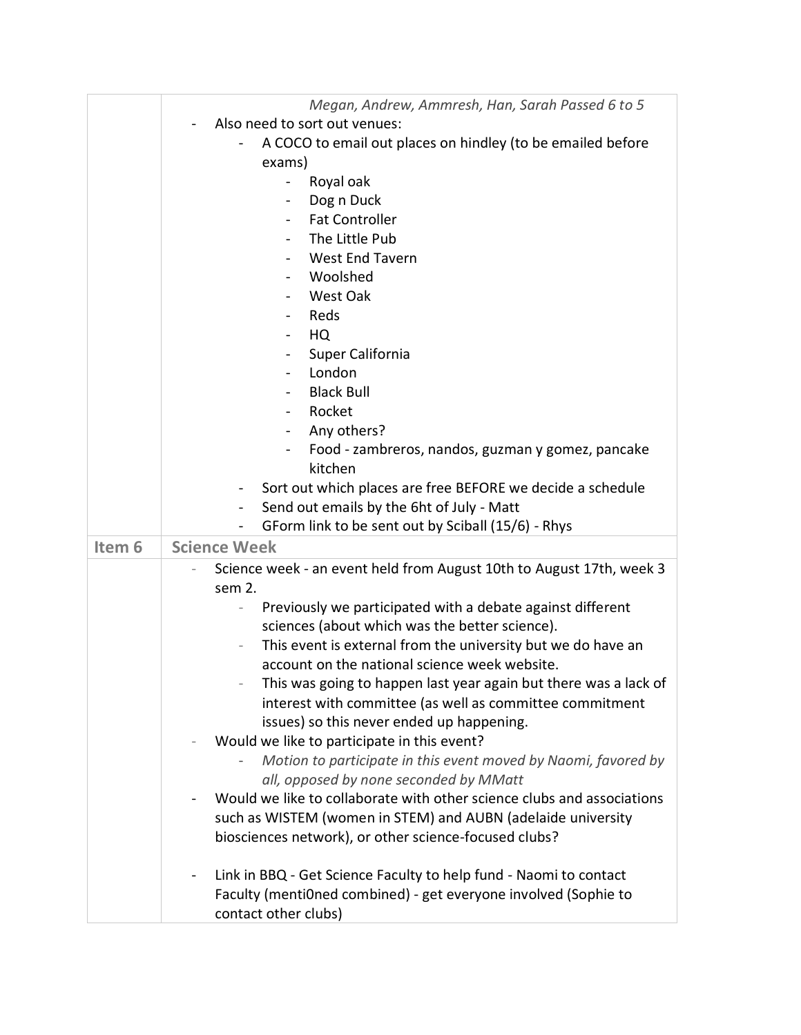| | |
|---|---|
| | *Megan, Andrew, Ammresh, Han, Sarah Passed 6 to 5*<br>- Also need to sort out venues:<br>&nbsp;&nbsp;&nbsp;&nbsp;- A COCO to email out places on hindley (to be emailed before exams)<br>&nbsp;&nbsp;&nbsp;&nbsp;&nbsp;&nbsp;&nbsp;&nbsp;- Royal oak<br>&nbsp;&nbsp;&nbsp;&nbsp;&nbsp;&nbsp;&nbsp;&nbsp;- Dog n Duck<br>&nbsp;&nbsp;&nbsp;&nbsp;&nbsp;&nbsp;&nbsp;&nbsp;- Fat Controller<br>&nbsp;&nbsp;&nbsp;&nbsp;&nbsp;&nbsp;&nbsp;&nbsp;- The Little Pub<br>&nbsp;&nbsp;&nbsp;&nbsp;&nbsp;&nbsp;&nbsp;&nbsp;- West End Tavern<br>&nbsp;&nbsp;&nbsp;&nbsp;&nbsp;&nbsp;&nbsp;&nbsp;- Woolshed<br>&nbsp;&nbsp;&nbsp;&nbsp;&nbsp;&nbsp;&nbsp;&nbsp;- West Oak<br>&nbsp;&nbsp;&nbsp;&nbsp;&nbsp;&nbsp;&nbsp;&nbsp;- Reds<br>&nbsp;&nbsp;&nbsp;&nbsp;&nbsp;&nbsp;&nbsp;&nbsp;- HQ<br>&nbsp;&nbsp;&nbsp;&nbsp;&nbsp;&nbsp;&nbsp;&nbsp;- Super California<br>&nbsp;&nbsp;&nbsp;&nbsp;&nbsp;&nbsp;&nbsp;&nbsp;- London<br>&nbsp;&nbsp;&nbsp;&nbsp;&nbsp;&nbsp;&nbsp;&nbsp;- Black Bull<br>&nbsp;&nbsp;&nbsp;&nbsp;&nbsp;&nbsp;&nbsp;&nbsp;- Rocket<br>&nbsp;&nbsp;&nbsp;&nbsp;&nbsp;&nbsp;&nbsp;&nbsp;- Any others?<br>&nbsp;&nbsp;&nbsp;&nbsp;&nbsp;&nbsp;&nbsp;&nbsp;- Food - zambreros, nandos, guzman y gomez, pancake kitchen<br>&nbsp;&nbsp;&nbsp;&nbsp;- Sort out which places are free BEFORE we decide a schedule<br>&nbsp;&nbsp;&nbsp;&nbsp;- Send out emails by the 6ht of July - Matt<br>&nbsp;&nbsp;&nbsp;&nbsp;- GForm link to be sent out by Sciball (15/6) - Rhys |
| **Item 6** | **Science Week** |
| | - Science week - an event held from August 10th to August 17th, week 3 sem 2.<br>&nbsp;&nbsp;&nbsp;&nbsp;- Previously we participated with a debate against different sciences (about which was the better science).<br>&nbsp;&nbsp;&nbsp;&nbsp;- This event is external from the university but we do have an account on the national science week website.<br>&nbsp;&nbsp;&nbsp;&nbsp;- This was going to happen last year again but there was a lack of interest with committee (as well as committee commitment issues) so this never ended up happening.<br>- Would we like to participate in this event?<br>&nbsp;&nbsp;&nbsp;&nbsp;- *Motion to participate in this event moved by Naomi, favored by all, opposed by none seconded by MMatt*<br>- Would we like to collaborate with other science clubs and associations such as WISTEM (women in STEM) and AUBN (adelaide university biosciences network), or other science-focused clubs?<br><br>- Link in BBQ - Get Science Faculty to help fund - Naomi to contact Faculty (menti0ned combined) - get everyone involved (Sophie to contact other clubs) |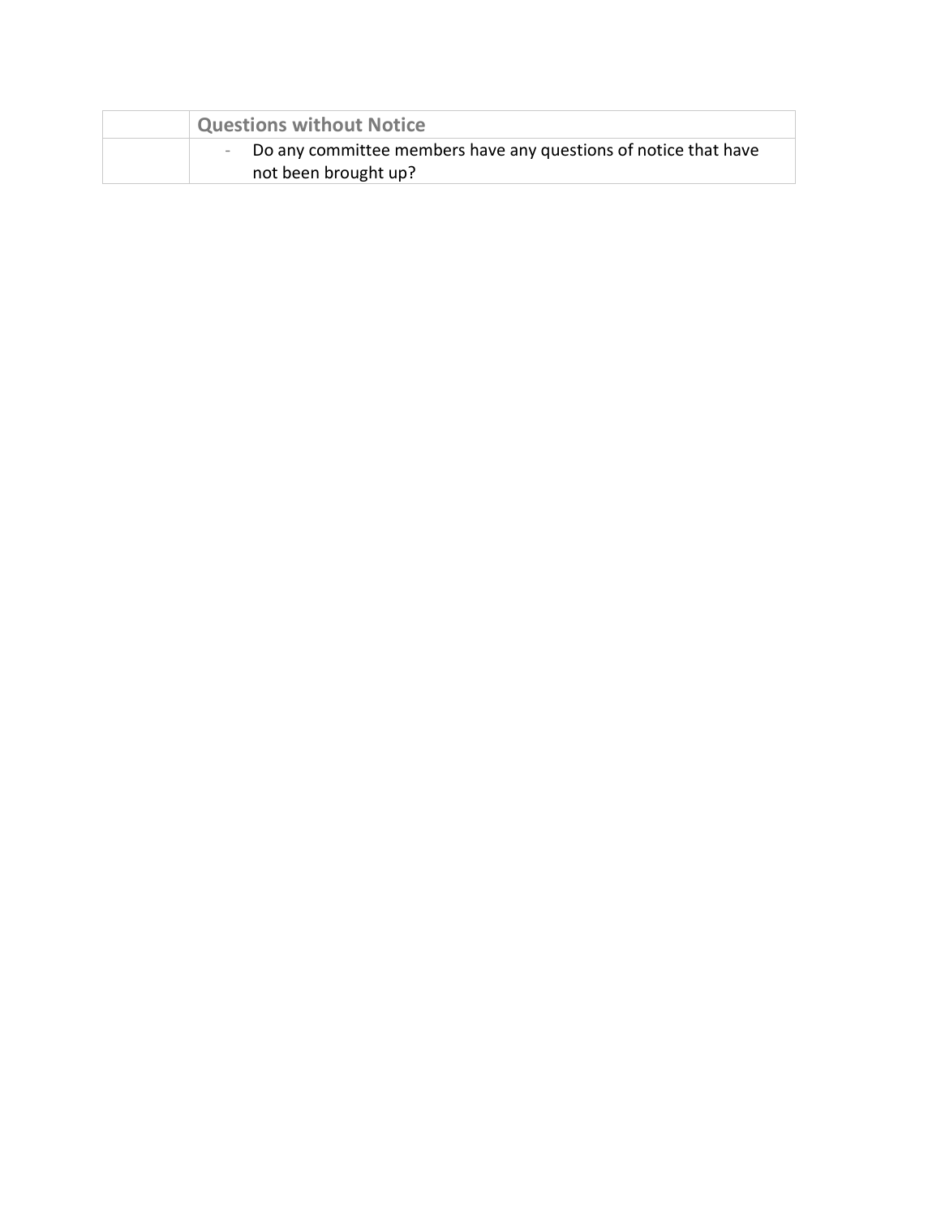| | |
|---|---|
| | **Questions without Notice** |
| | - Do any committee members have any questions of notice that have not been brought up? |